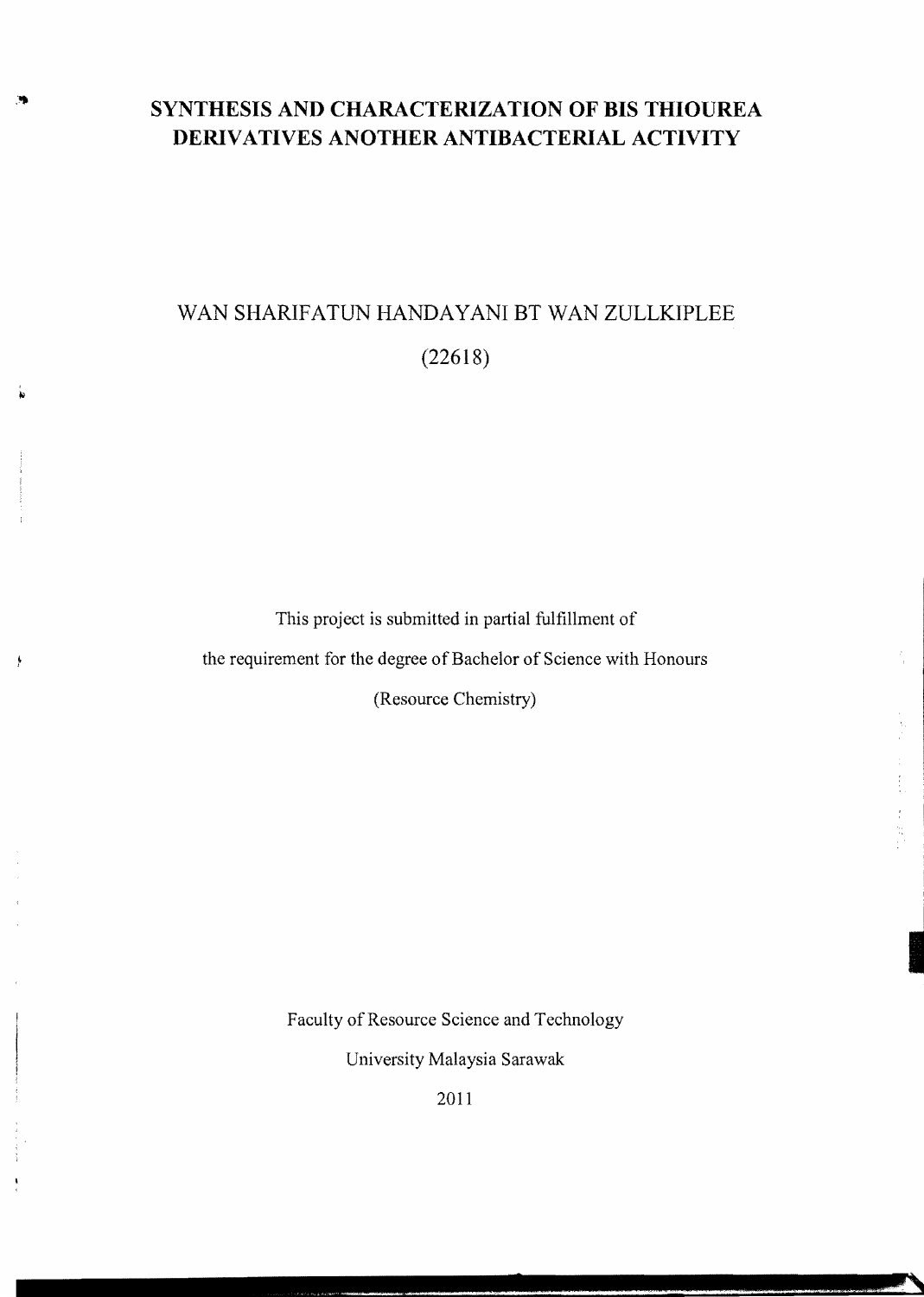# SYNTHESIS AND CHARACTERIZATION OF BIS THIOUREA DERIVATIVES ANOTHER ANTIBACTERIAL ACTIVITY

WAN SHARIFATUN HANDAYANI BT WAN ZULLKIPLEE

(22618)

This project is submitted in partial fulfillment of

the requirement for the degree of Bachelor of Science with Honours

(Resource Chemistry)

Faculty of Resource Science and Technology

University Malaysia Sarawak

2011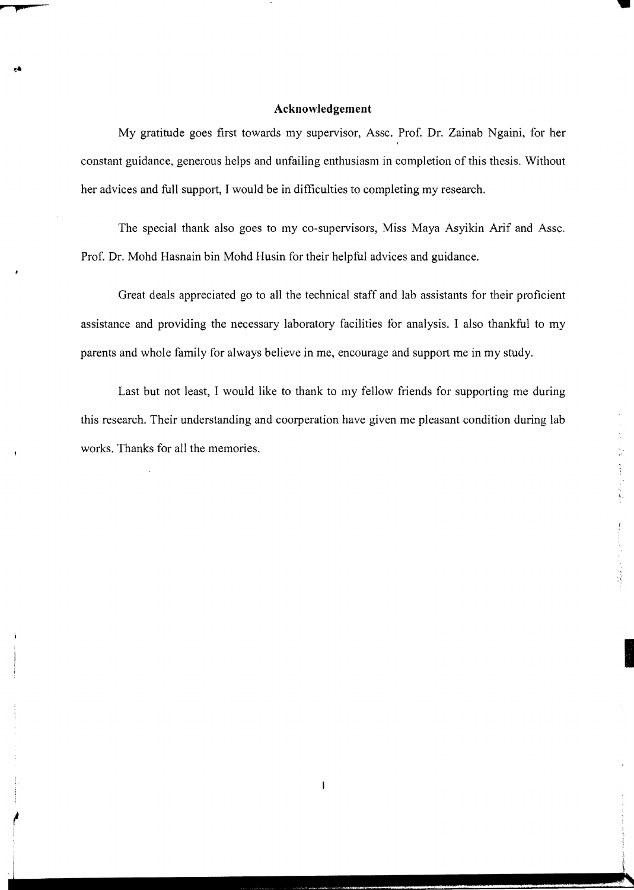# Acknowledgement

My gratitude goes first towards my supervisor, Assc. Prof. Dr. Zainab Ngaini, for her constant guidance, generous helps and unfailing enthusiasm in completion of this thesis. Without her advices and full support, I would be in difficulties to completing my research.

The special thank also goes to my co-supervisors, Miss Maya Asyikin Arif and Assc. Prof. Dr. Mohd Hasnain bin Mohd Husin for their helpful advices and guidance.

Great deals appreciated go to all the technical staff and lab assistants for their proficient assistance and providing the necessary laboratory facilities for analysis. I also thankful to my parents and whole family for always believe in me, encourage and support me in my study.

Last but not least, I would like to thank to my fellow friends for supporting me during this research. Their understanding and coorperation have given me pleasant condition during lab works. Thanks for all the memories.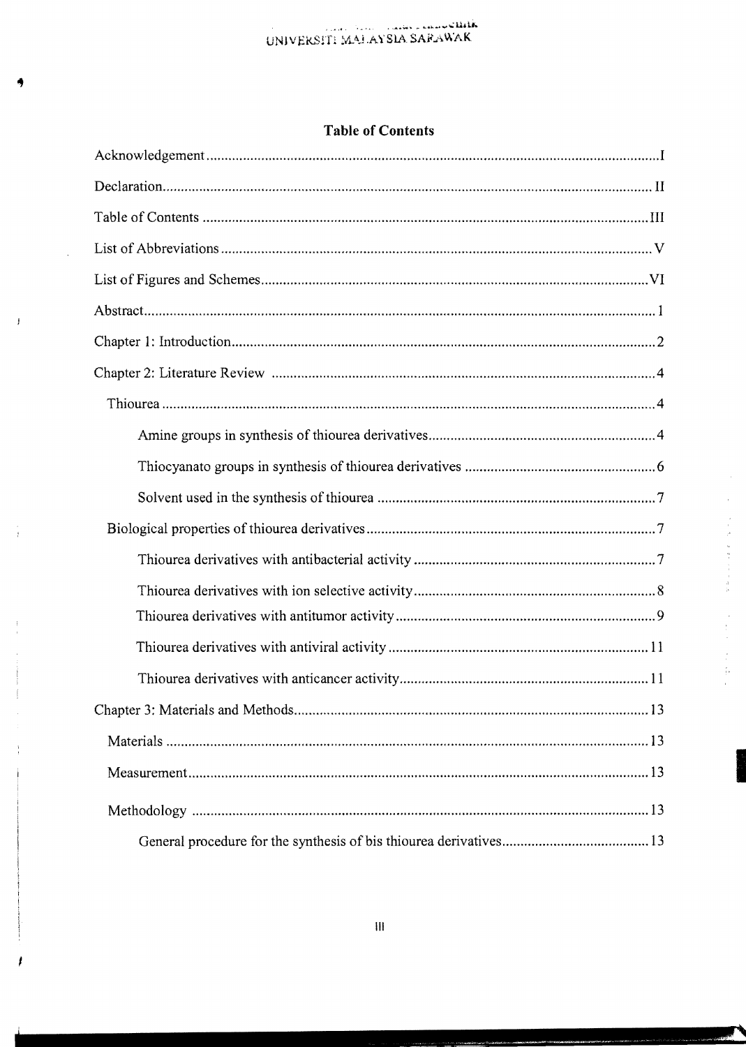## Table of Contents

Acknowledgement ........................................................................................................ I

Declaration ................................................................................................................. II

Table of Contents ........................................................................................................ III

List of Abbreviations .................................................................................................... V

List of Figures and Schemes ........................................................................................ VI

Abstract ........................................................................................................................ 1

Chapter 1: Introduction ................................................................................................. 2

Chapter 2: Literature Review ......................................................................................... 4

- Thiourea ................................................................................................................... 4
  - Amine groups in synthesis of thiourea derivatives .................................................. 4
  - Thiocyanato groups in synthesis of thiourea derivatives .......................................... 6
  - Solvent used in the synthesis of thiourea ................................................................ 7
- Biological properties of thiourea derivatives ............................................................. 7
  - Thiourea derivatives with antibacterial activity ...................................................... 7
  - Thiourea derivatives with ion selective activity ...................................................... 8
  - Thiourea derivatives with antitumor activity ........................................................... 9
  - Thiourea derivatives with antiviral activity ............................................................ 11
  - Thiourea derivatives with anticancer activity ......................................................... 11

Chapter 3: Materials and Methods ................................................................................. 13

- Materials .................................................................................................................. 13
- Measurement ............................................................................................................ 13
- Methodology ............................................................................................................ 13
  - General procedure for the synthesis of bis thiourea derivatives ............................. 13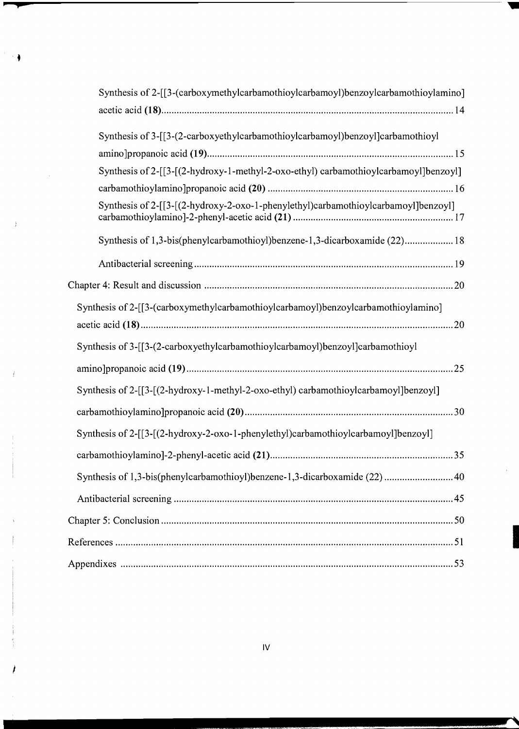Synthesis of 2-[[3-(carboxymethylcarbamothioylcarbamoyl)benzoylcarbamothioylamino] acetic acid **(18)** ........................................................................................................... 14

Synthesis of 3-[[3-(2-carboxyethylcarbamothioylcarbamoyl)benzoyl]carbamothioyl amino]propanoic acid **(19)** ........................................................................................ 15

Synthesis of 2-[[3-[(2-hydroxy-1-methyl-2-oxo-ethyl) carbamothioylcarbamoyl]benzoyl] carbamothioylamino]propanoic acid **(20)** ..................................................................... 16

Synthesis of 2-[[3-[(2-hydroxy-2-oxo-1-phenylethyl)carbamothioylcarbamoyl]benzoyl] carbamothioylamino]-2-phenyl-acetic acid **(21)** ........................................................... 17

Synthesis of 1,3-bis(phenylcarbamothioyl)benzene-1,3-dicarboxamide (22) .................. 18

Antibacterial screening ..................................................................................................... 19

Chapter 4: Result and discussion ........................................................................................ 20

Synthesis of 2-[[3-(carboxymethylcarbamothioylcarbamoyl)benzoylcarbamothioylamino] acetic acid **(18)** ................................................................................................................ 20

Synthesis of 3-[[3-(2-carboxyethylcarbamothioylcarbamoyl)benzoyl]carbamothioyl amino]propanoic acid **(19)** ............................................................................................... 25

Synthesis of 2-[[3-[(2-hydroxy-1-methyl-2-oxo-ethyl) carbamothioylcarbamoyl]benzoyl] carbamothioylamino]propanoic acid **(20)** ......................................................................... 30

Synthesis of 2-[[3-[(2-hydroxy-2-oxo-1-phenylethyl)carbamothioylcarbamoyl]benzoyl] carbamothioylamino]-2-phenyl-acetic acid **(21)** ................................................................ 35

Synthesis of 1,3-bis(phenylcarbamothioyl)benzene-1,3-dicarboxamide (22) ......................... 40

Antibacterial screening ........................................................................................................... 45

Chapter 5: Conclusion ............................................................................................................. 50

References ................................................................................................................................ 51

Appendixes .............................................................................................................................. 53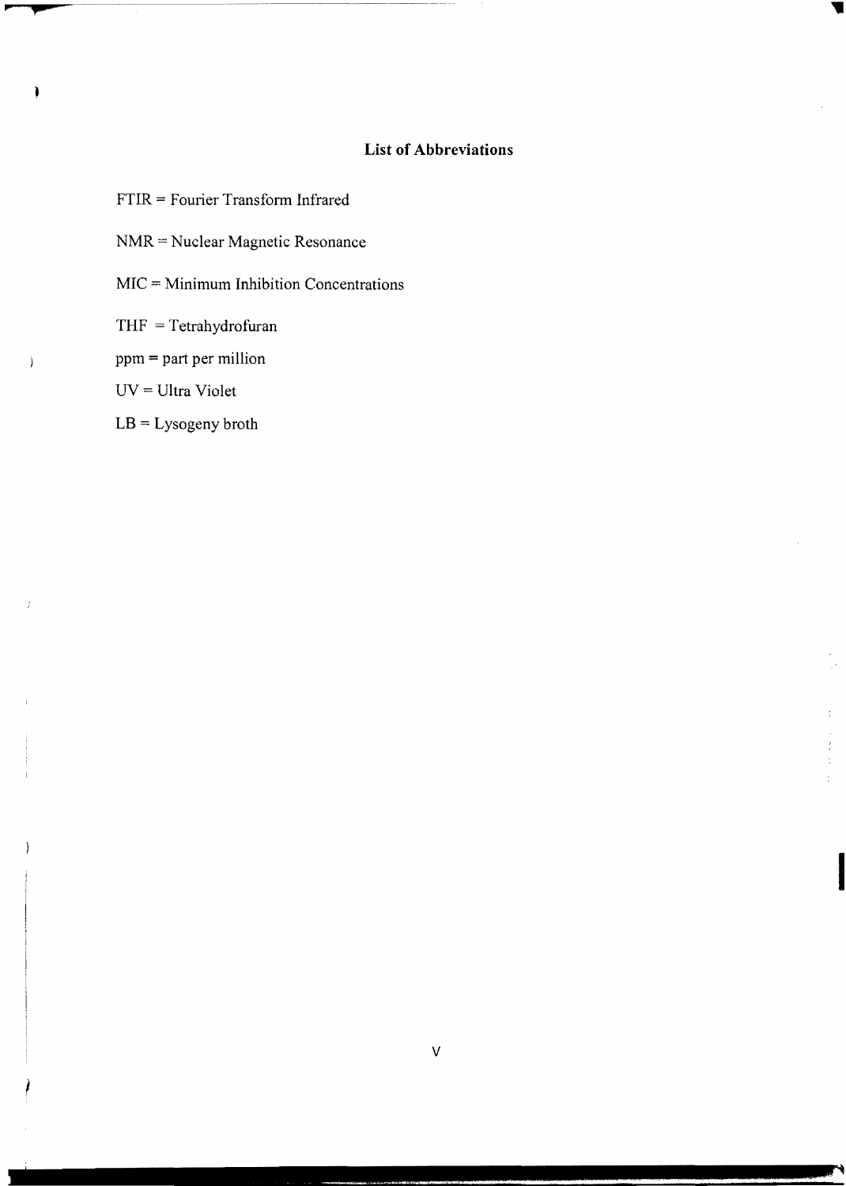## List of Abbreviations

FTIR = Fourier Transform Infrared

NMR = Nuclear Magnetic Resonance

MIC = Minimum Inhibition Concentrations

THF = Tetrahydrofuran

ppm = part per million

UV = Ultra Violet

LB = Lysogeny broth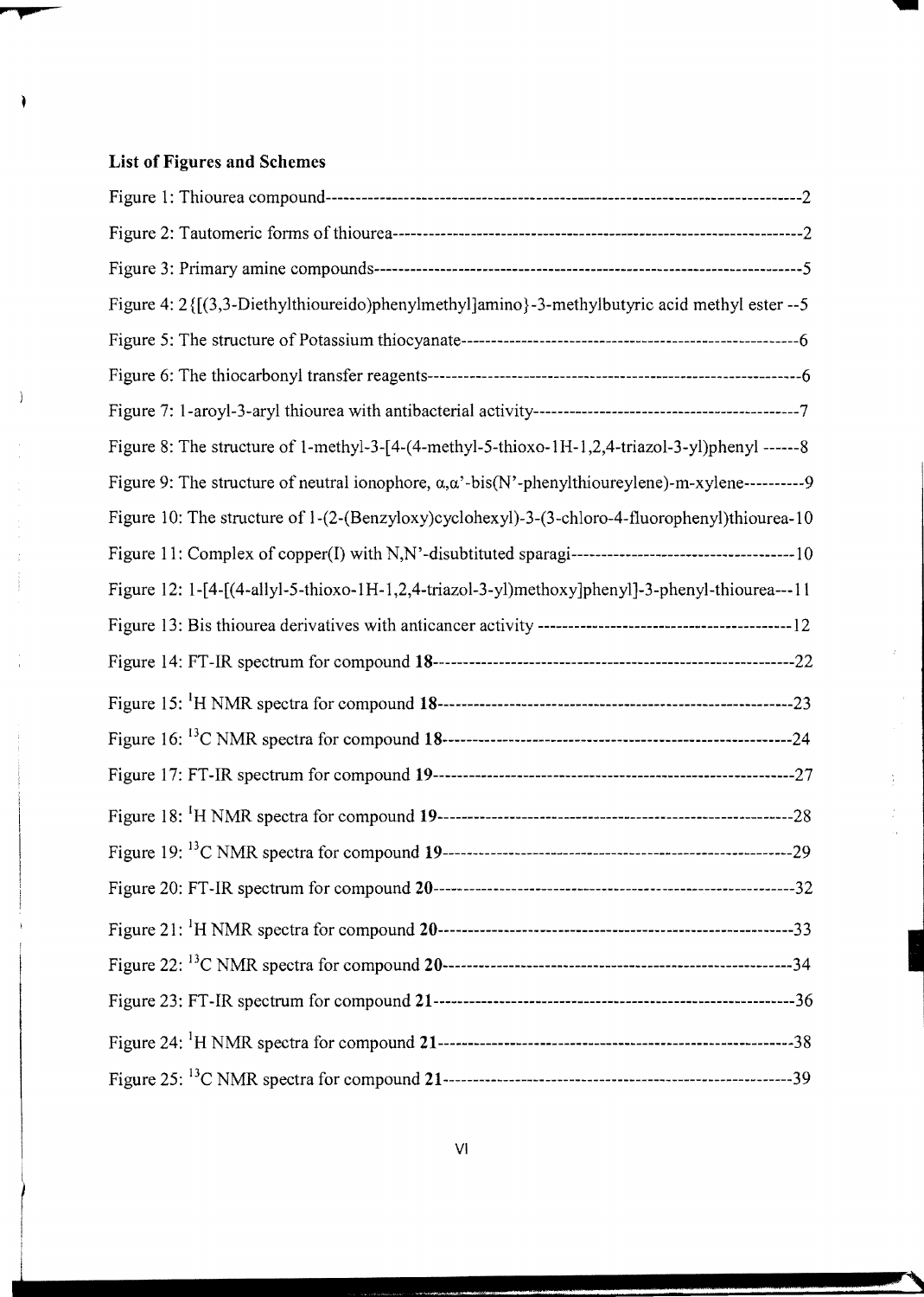### List of Figures and Schemes

Figure 1: Thiourea compound------------------------------------------------------------------------------------2

Figure 2: Tautomeric forms of thiourea-------------------------------------------------------------------------2

Figure 3: Primary amine compounds-----------------------------------------------------------------------------5

Figure 4: 2{[(3,3-Diethylthioureido)phenylmethyl]amino}-3-methylbutyric acid methyl ester --5

Figure 5: The structure of Potassium thiocyanate------------------------------------------------------6

Figure 6: The thiocarbonyl transfer reagents-----------------------------------------------------------6

Figure 7: 1-aroyl-3-aryl thiourea with antibacterial activity-----------------------------------------7

Figure 8: The structure of 1-methyl-3-[4-(4-methyl-5-thioxo-1H-1,2,4-triazol-3-yl)phenyl ------8

Figure 9: The structure of neutral ionophore, α,α'-bis(N'-phenylthioureylene)-m-xylene----------9

Figure 10: The structure of 1-(2-(Benzyloxy)cyclohexyl)-3-(3-chloro-4-fluorophenyl)thiourea-10

Figure 11: Complex of copper(I) with N,N'-disubtituted sparagi----------------------------------10

Figure 12: 1-[4-[(4-allyl-5-thioxo-1H-1,2,4-triazol-3-yl)methoxy]phenyl]-3-phenyl-thiourea---11

Figure 13: Bis thiourea derivatives with anticancer activity ------------------------------------12

Figure 14: FT-IR spectrum for compound **18**-------------------------------------------------------22

Figure 15: $^{1}$H NMR spectra for compound **18**------------------------------------------------------23

Figure 16: $^{13}$C NMR spectra for compound **18**-----------------------------------------------------24

Figure 17: FT-IR spectrum for compound **19**-------------------------------------------------------27

Figure 18: $^{1}$H NMR spectra for compound **19**------------------------------------------------------28

Figure 19: $^{13}$C NMR spectra for compound **19**-----------------------------------------------------29

Figure 20: FT-IR spectrum for compound **20**-------------------------------------------------------32

Figure 21: $^{1}$H NMR spectra for compound **20**------------------------------------------------------33

Figure 22: $^{13}$C NMR spectra for compound **20**-----------------------------------------------------34

Figure 23: FT-IR spectrum for compound **21**-------------------------------------------------------36

Figure 24: $^{1}$H NMR spectra for compound **21**------------------------------------------------------38

Figure 25: $^{13}$C NMR spectra for compound **21**-----------------------------------------------------39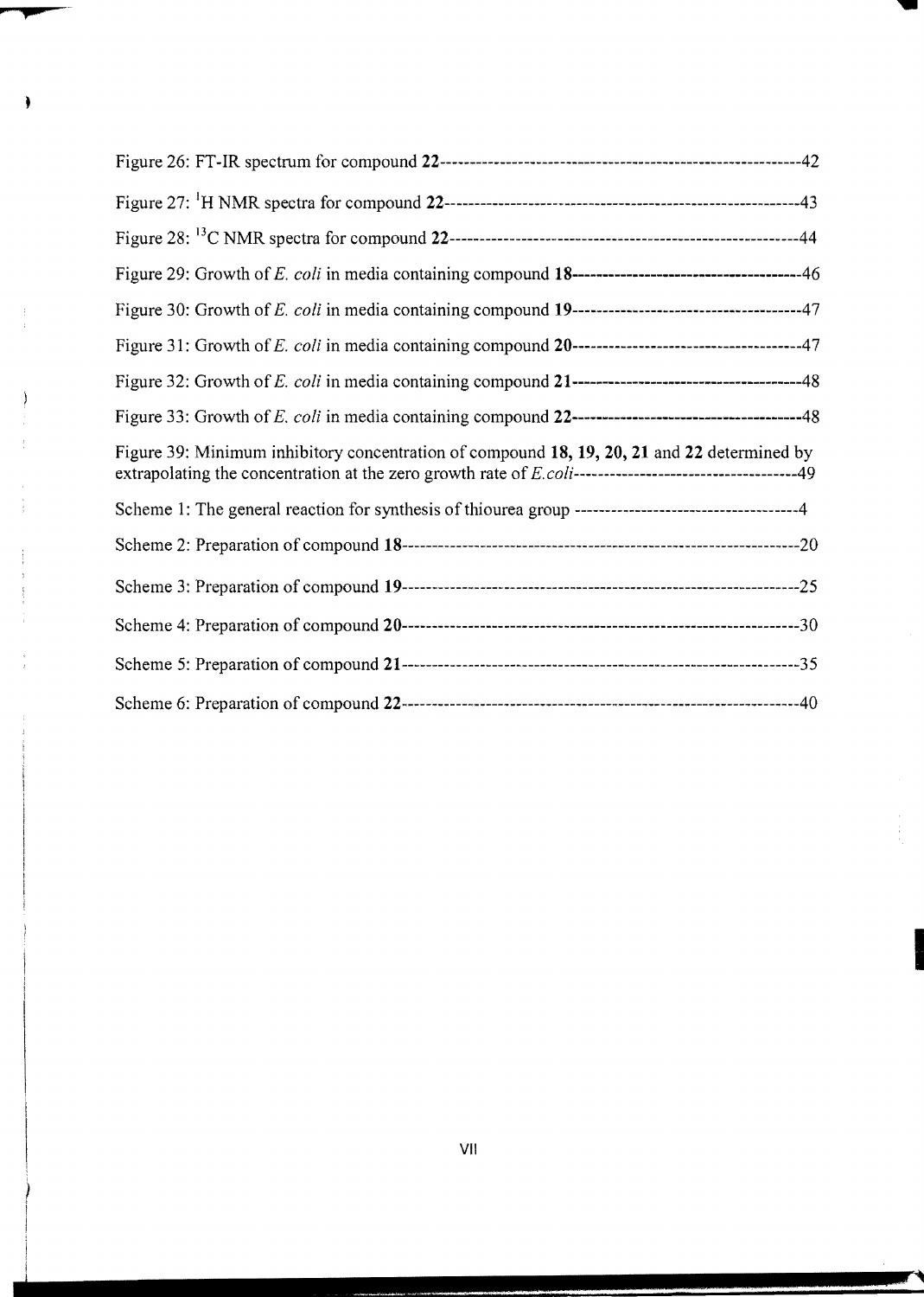Figure 26: FT-IR spectrum for compound **22**------------------------------------------------------------42

Figure 27: $^{1}$H NMR spectra for compound **22**-----------------------------------------------------------43

Figure 28: $^{13}$C NMR spectra for compound **22**----------------------------------------------------------44

Figure 29: Growth of *E. coli* in media containing compound **18**-------------------------------------46

Figure 30: Growth of *E. coli* in media containing compound **19**-------------------------------------47

Figure 31: Growth of *E. coli* in media containing compound **20**-------------------------------------47

Figure 32: Growth of *E. coli* in media containing compound **21**-------------------------------------48

Figure 33: Growth of *E. coli* in media containing compound **22**-------------------------------------48

Figure 39: Minimum inhibitory concentration of compound **18, 19, 20, 21** and **22** determined by extrapolating the concentration at the zero growth rate of *E.coli*-------------------------------------49

Scheme 1: The general reaction for synthesis of thiourea group ------------------------------------4

Scheme 2: Preparation of compound **18**---------------------------------------------------------------20

Scheme 3: Preparation of compound **19**---------------------------------------------------------------25

Scheme 4: Preparation of compound **20**---------------------------------------------------------------30

Scheme 5: Preparation of compound **21**---------------------------------------------------------------35

Scheme 6: Preparation of compound **22**---------------------------------------------------------------40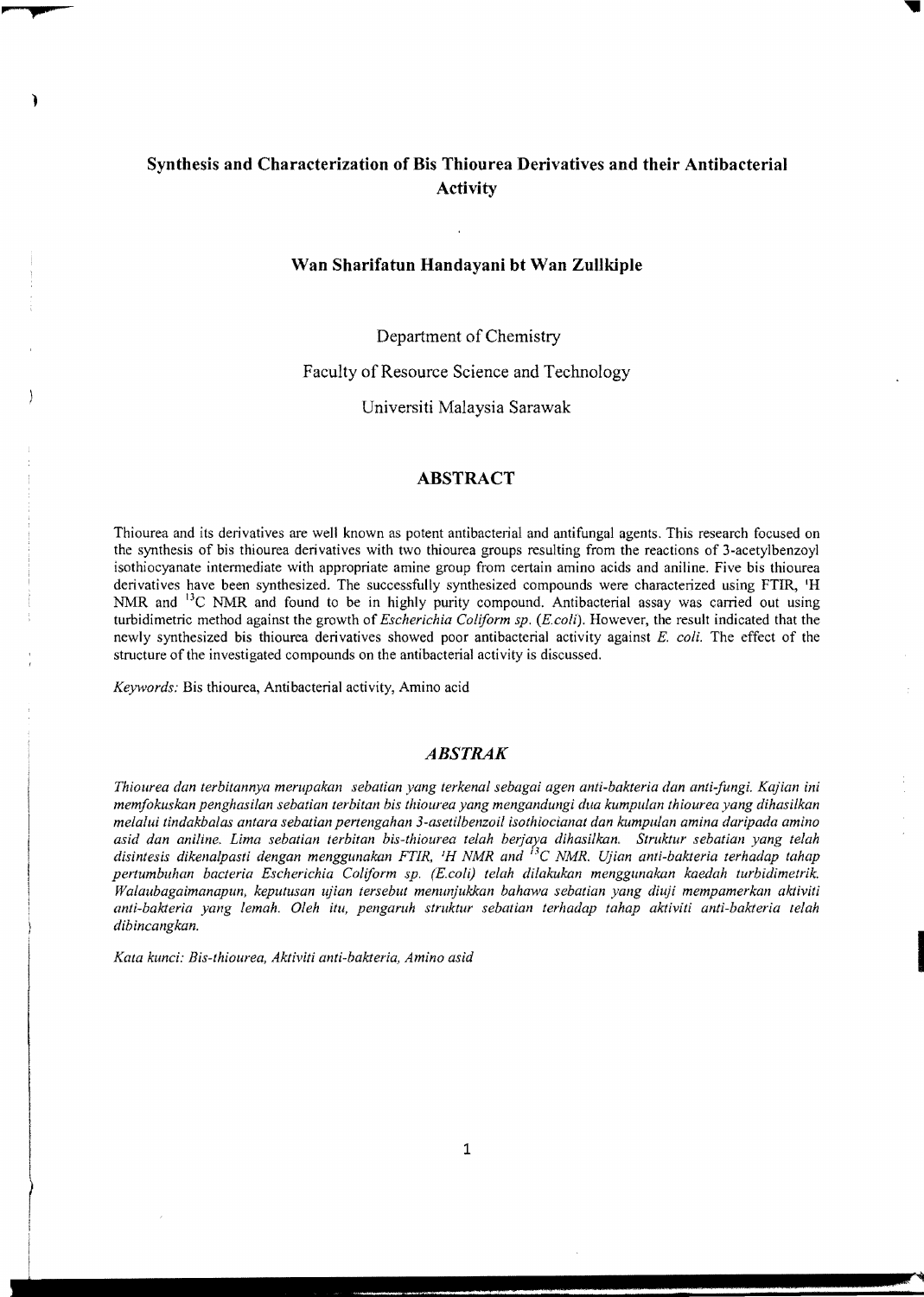# Synthesis and Characterization of Bis Thiourea Derivatives and their Antibacterial Activity

**Wan Sharifatun Handayani bt Wan Zullkiple**

Department of Chemistry

Faculty of Resource Science and Technology

Universiti Malaysia Sarawak

## ABSTRACT

Thiourea and its derivatives are well known as potent antibacterial and antifungal agents. This research focused on the synthesis of bis thiourea derivatives with two thiourea groups resulting from the reactions of 3-acetylbenzoyl isothiocyanate intermediate with appropriate amine group from certain amino acids and aniline. Five bis thiourea derivatives have been synthesized. The successfully synthesized compounds were characterized using FTIR, $^{1}$H NMR and $^{13}$C NMR and found to be in highly purity compound. Antibacterial assay was carried out using turbidimetric method against the growth of *Escherichia Coliform sp.* (*E.coli*). However, the result indicated that the newly synthesized bis thiourea derivatives showed poor antibacterial activity against *E. coli*. The effect of the structure of the investigated compounds on the antibacterial activity is discussed.

*Keywords:* Bis thiourea, Antibacterial activity, Amino acid

## *ABSTRAK*

*Thiourea dan terbitannya merupakan sebatian yang terkenal sebagai agen anti-bakteria dan anti-fungi. Kajian ini memfokuskan penghasilan sebatian terbitan bis thiourea yang mengandungi dua kumpulan thiourea yang dihasilkan melalui tindakbalas antara sebatian pertengahan 3-asetilbenzoil isothiocianat dan kumpulan amina daripada amino asid dan aniline. Lima sebatian terbitan bis-thiourea telah berjaya dihasilkan. Struktur sebatian yang telah disintesis dikenalpasti dengan menggunakan FTIR, $^{1}$H NMR and $^{13}$C NMR. Ujian anti-bakteria terhadap tahap pertumbuhan bacteria Escherichia Coliform sp. (E.coli) telah dilakukan menggunakan kaedah turbidimetrik. Walaubagaimanapun, keputusan ujian tersebut menunjukkan bahawa sebatian yang diuji mempamerkan aktiviti anti-bakteria yang lemah. Oleh itu, pengaruh struktur sebatian terhadap tahap aktiviti anti-bakteria telah dibincangkan.*

*Kata kunci: Bis-thiourea, Aktiviti anti-bakteria, Amino asid*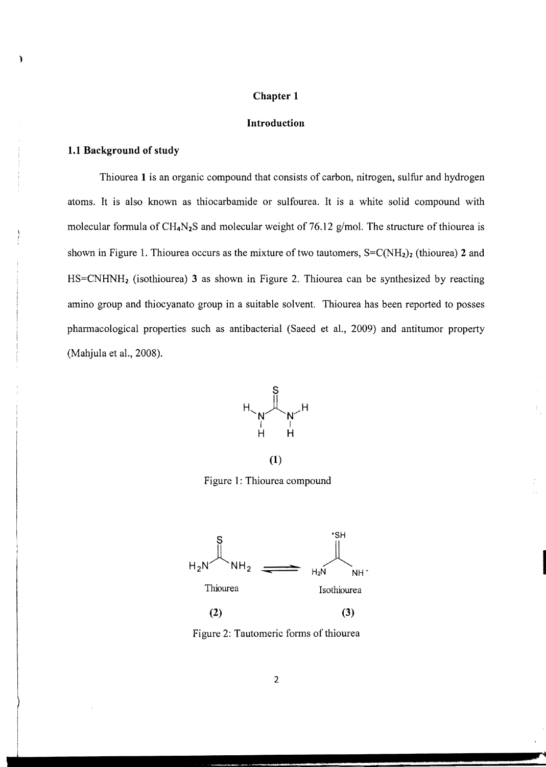# Chapter 1

## Introduction

### 1.1 Background of study

Thiourea **1** is an organic compound that consists of carbon, nitrogen, sulfur and hydrogen atoms. It is also known as thiocarbamide or sulfourea. It is a white solid compound with molecular formula of $CH_4N_2S$ and molecular weight of 76.12 g/mol. The structure of thiourea is shown in Figure 1. Thiourea occurs as the mixture of two tautomers, $S{=}C(NH_2)_2$ (thiourea) **2** and $HS{=}CNHNH_2$ (isothiourea) **3** as shown in Figure 2. Thiourea can be synthesized by reacting amino group and thiocyanato group in a suitable solvent. Thiourea has been reported to posses pharmacological properties such as antibacterial (Saeed et al., 2009) and antitumor property (Mahjula et al., 2008).

**(1)**

Figure 1: Thiourea compound

Thiourea **(2)** ⇌ Isothiourea **(3)**

Figure 2: Tautomeric forms of thiourea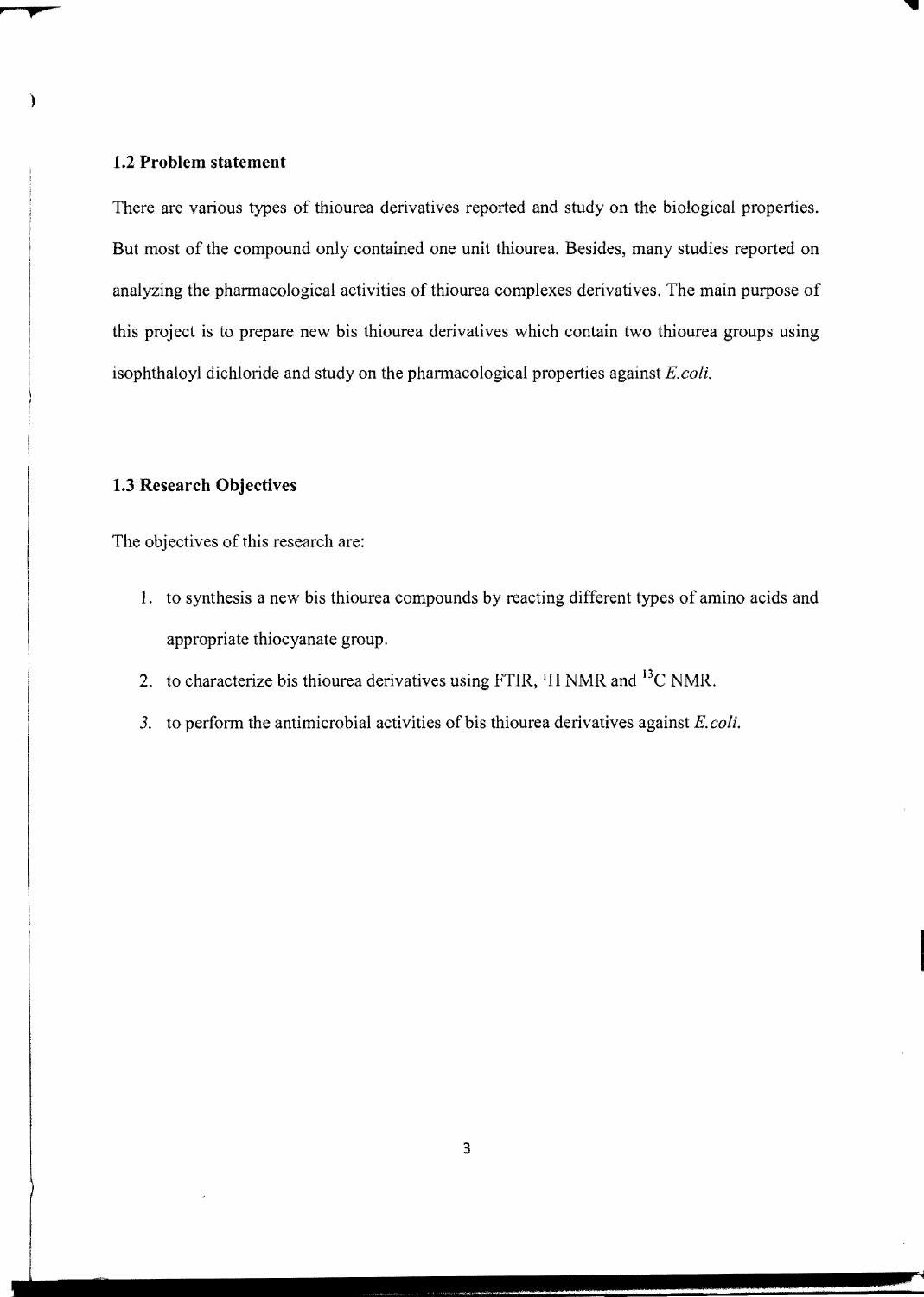### 1.2 Problem statement

There are various types of thiourea derivatives reported and study on the biological properties. But most of the compound only contained one unit thiourea. Besides, many studies reported on analyzing the pharmacological activities of thiourea complexes derivatives. The main purpose of this project is to prepare new bis thiourea derivatives which contain two thiourea groups using isophthaloyl dichloride and study on the pharmacological properties against *E.coli.*

### 1.3 Research Objectives

The objectives of this research are:

1. to synthesis a new bis thiourea compounds by reacting different types of amino acids and appropriate thiocyanate group.
2. to characterize bis thiourea derivatives using FTIR, $^{1}H$ NMR and $^{13}C$ NMR.
3. to perform the antimicrobial activities of bis thiourea derivatives against *E.coli.*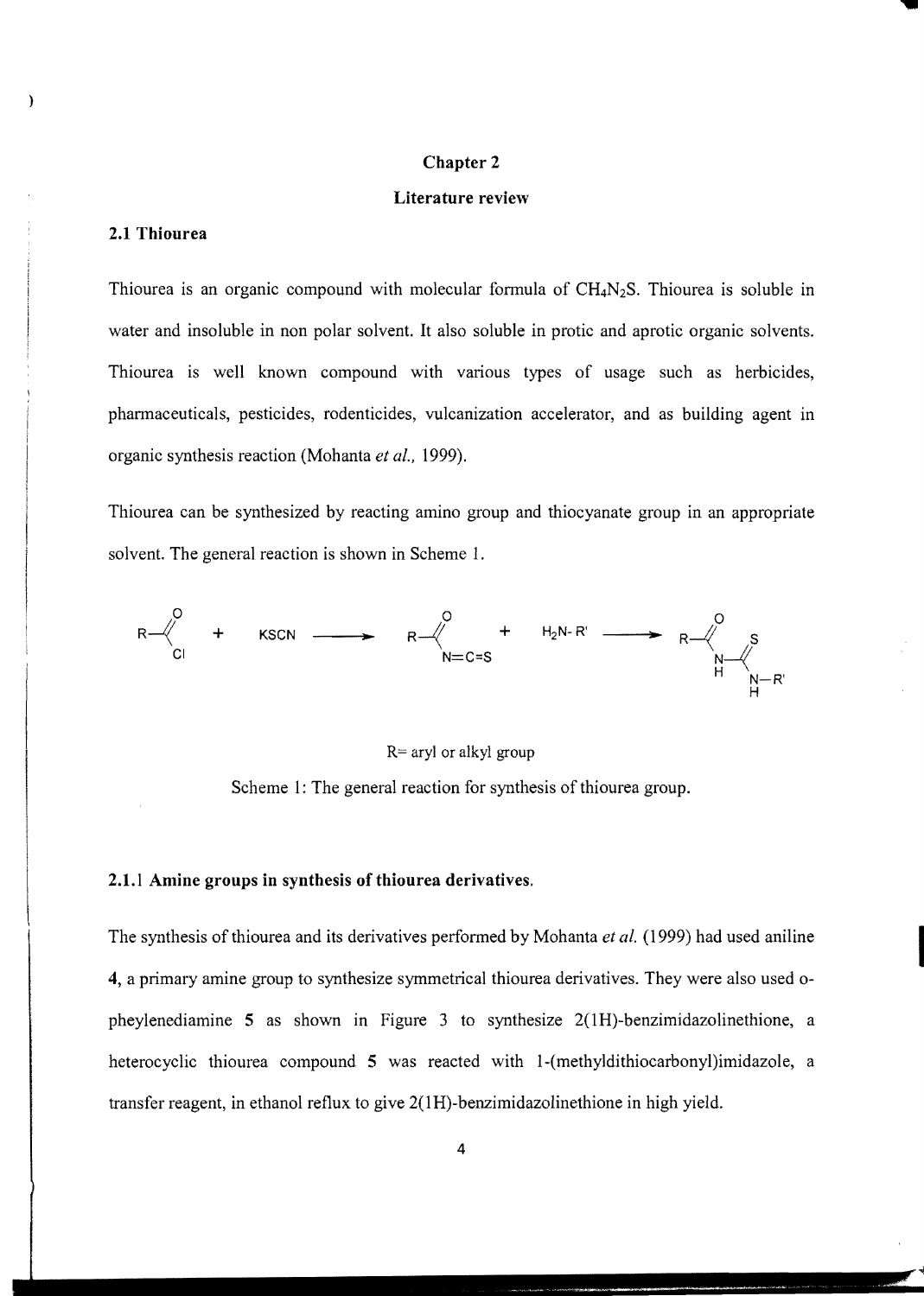# Chapter 2

## Literature review

### 2.1 Thiourea

Thiourea is an organic compound with molecular formula of $CH_4N_2S$. Thiourea is soluble in water and insoluble in non polar solvent. It also soluble in protic and aprotic organic solvents. Thiourea is well known compound with various types of usage such as herbicides, pharmaceuticals, pesticides, rodenticides, vulcanization accelerator, and as building agent in organic synthesis reaction (Mohanta *et al.,* 1999).

Thiourea can be synthesized by reacting amino group and thiocyanate group in an appropriate solvent. The general reaction is shown in Scheme 1.

$$R{-}C(=O)Cl + KSCN \longrightarrow R{-}C(=O)N{=}C{=}S + H_2N{-}R' \longrightarrow R{-}C(=O){-}NH{-}C(=S){-}NH{-}R'$$

R= aryl or alkyl group

Scheme 1: The general reaction for synthesis of thiourea group.

#### 2.1.1 Amine groups in synthesis of thiourea derivatives.

The synthesis of thiourea and its derivatives performed by Mohanta *et al.* (1999) had used aniline **4**, a primary amine group to synthesize symmetrical thiourea derivatives. They were also used o-pheylenediamine **5** as shown in Figure 3 to synthesize 2(1H)-benzimidazolinethione, a heterocyclic thiourea compound **5** was reacted with 1-(methyldithiocarbonyl)imidazole, a transfer reagent, in ethanol reflux to give 2(1H)-benzimidazolinethione in high yield.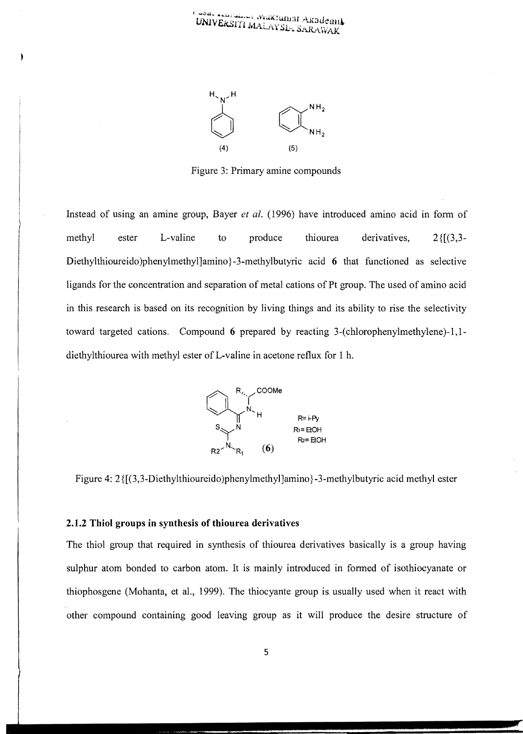Figure 3: Primary amine compounds

Instead of using an amine group, Bayer *et al.* (1996) have introduced amino acid in form of methyl ester L-valine to produce thiourea derivatives, 2{[(3,3-Diethylthioureido)phenylmethyl]amino}-3-methylbutyric acid **6** that functioned as selective ligands for the concentration and separation of metal cations of Pt group. The used of amino acid in this research is based on its recognition by living things and its ability to rise the selectivity toward targeted cations. Compound **6** prepared by reacting 3-(chlorophenylmethylene)-1,1-diethylthiourea with methyl ester of L-valine in acetone reflux for 1 h.

Figure 4: 2{[(3,3-Diethylthioureido)phenylmethyl]amino}-3-methylbutyric acid methyl ester

### 2.1.2 Thiol groups in synthesis of thiourea derivatives

The thiol group that required in synthesis of thiourea derivatives basically is a group having sulphur atom bonded to carbon atom. It is mainly introduced in formed of isothiocyanate or thiophosgene (Mohanta, et al., 1999). The thiocyante group is usually used when it react with other compound containing good leaving group as it will produce the desire structure of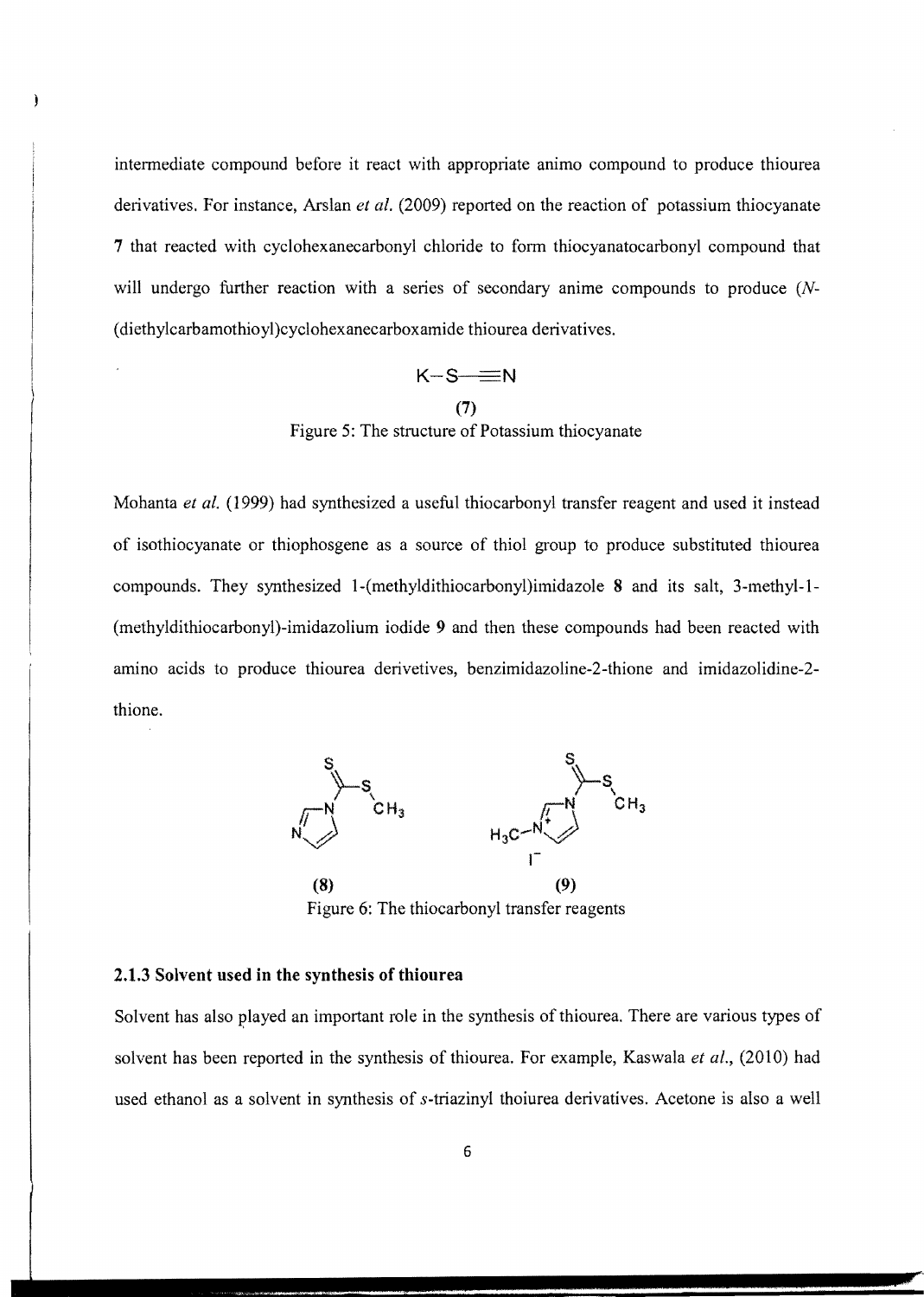intermediate compound before it react with appropriate animo compound to produce thiourea derivatives. For instance, Arslan *et al.* (2009) reported on the reaction of potassium thiocyanate **7** that reacted with cyclohexanecarbonyl chloride to form thiocyanatocarbonyl compound that will undergo further reaction with a series of secondary anime compounds to produce (*N*-(diethylcarbamothioyl)cyclohexanecarboxamide thiourea derivatives.

K–S≡N

**(7)**

Figure 5: The structure of Potassium thiocyanate

Mohanta *et al.* (1999) had synthesized a useful thiocarbonyl transfer reagent and used it instead of isothiocyanate or thiophosgene as a source of thiol group to produce substituted thiourea compounds. They synthesized 1-(methyldithiocarbonyl)imidazole **8** and its salt, 3-methyl-1-(methyldithiocarbonyl)-imidazolium iodide **9** and then these compounds had been reacted with amino acids to produce thiourea derivetives, benzimidazoline-2-thione and imidazolidine-2-thione.

**(8)** **(9)**

Figure 6: The thiocarbonyl transfer reagents

### 2.1.3 Solvent used in the synthesis of thiourea

Solvent has also played an important role in the synthesis of thiourea. There are various types of solvent has been reported in the synthesis of thiourea. For example, Kaswala *et al.*, (2010) had used ethanol as a solvent in synthesis of *s*-triazinyl thoiurea derivatives. Acetone is also a well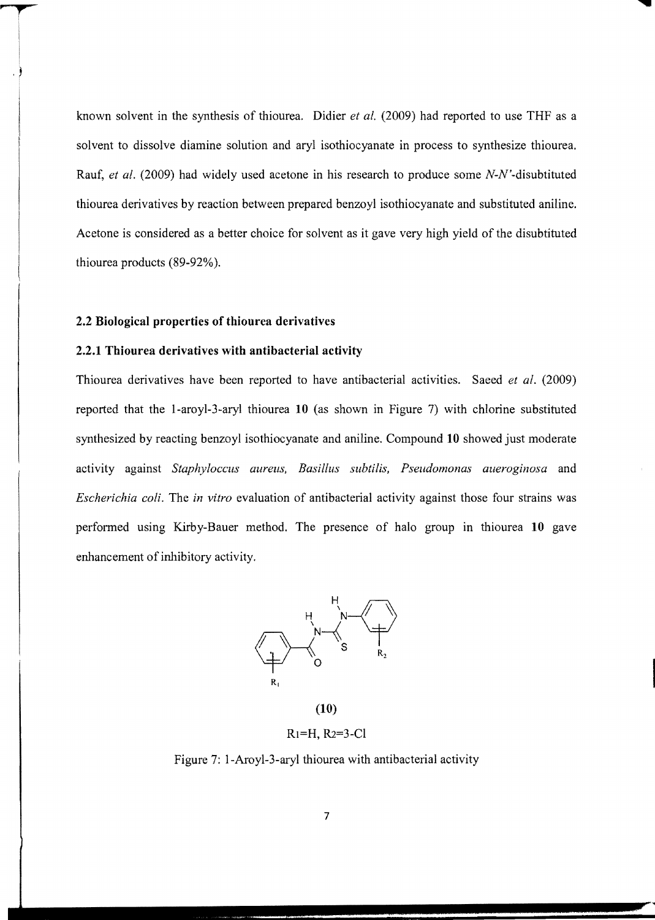known solvent in the synthesis of thiourea. Didier *et al.* (2009) had reported to use THF as a solvent to dissolve diamine solution and aryl isothiocyanate in process to synthesize thiourea. Rauf, *et al.* (2009) had widely used acetone in his research to produce some *N-N'*-disubtituted thiourea derivatives by reaction between prepared benzoyl isothiocyanate and substituted aniline. Acetone is considered as a better choice for solvent as it gave very high yield of the disubtituted thiourea products (89-92%).

## 2.2 Biological properties of thiourea derivatives

### 2.2.1 Thiourea derivatives with antibacterial activity

Thiourea derivatives have been reported to have antibacterial activities. Saeed *et al.* (2009) reported that the 1-aroyl-3-aryl thiourea **10** (as shown in Figure 7) with chlorine substituted synthesized by reacting benzoyl isothiocyanate and aniline. Compound **10** showed just moderate activity against *Staphyloccus aureus, Basillus subtilis, Pseudomonas aueroginosa* and *Escherichia coli*. The *in vitro* evaluation of antibacterial activity against those four strains was performed using Kirby-Bauer method. The presence of halo group in thiourea **10** gave enhancement of inhibitory activity.

**(10)**

$R_1$=H, $R_2$=3-Cl

Figure 7: 1-Aroyl-3-aryl thiourea with antibacterial activity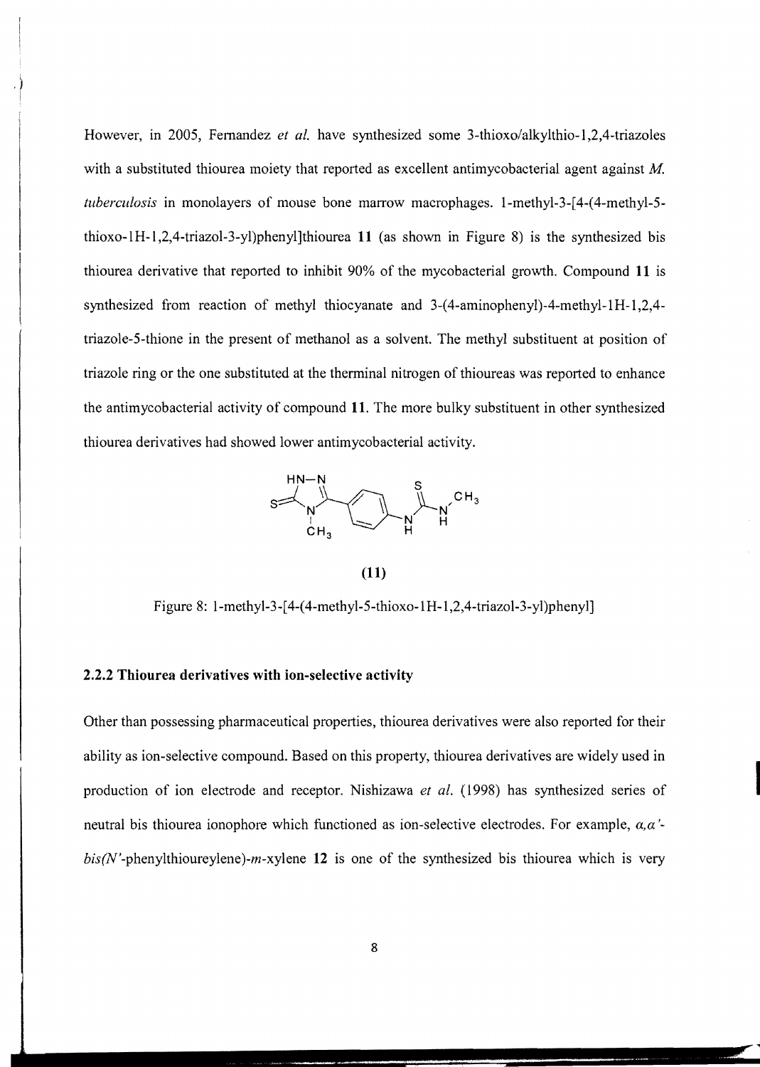However, in 2005, Fernandez *et al.* have synthesized some 3-thioxo/alkylthio-1,2,4-triazoles with a substituted thiourea moiety that reported as excellent antimycobacterial agent against *M. tuberculosis* in monolayers of mouse bone marrow macrophages. 1-methyl-3-[4-(4-methyl-5-thioxo-1H-1,2,4-triazol-3-yl)phenyl]thiourea **11** (as shown in Figure 8) is the synthesized bis thiourea derivative that reported to inhibit 90% of the mycobacterial growth. Compound **11** is synthesized from reaction of methyl thiocyanate and 3-(4-aminophenyl)-4-methyl-1H-1,2,4-triazole-5-thione in the present of methanol as a solvent. The methyl substituent at position of triazole ring or the one substituted at the therminal nitrogen of thioureas was reported to enhance the antimycobacterial activity of compound **11**. The more bulky substituent in other synthesized thiourea derivatives had showed lower antimycobacterial activity.

**(11)**

Figure 8: 1-methyl-3-[4-(4-methyl-5-thioxo-1H-1,2,4-triazol-3-yl)phenyl]

### 2.2.2 Thiourea derivatives with ion-selective activity

Other than possessing pharmaceutical properties, thiourea derivatives were also reported for their ability as ion-selective compound. Based on this property, thiourea derivatives are widely used in production of ion electrode and receptor. Nishizawa *et al.* (1998) has synthesized series of neutral bis thiourea ionophore which functioned as ion-selective electrodes. For example, *α,α'-bis(N'*-phenylthioureylene)-*m*-xylene **12** is one of the synthesized bis thiourea which is very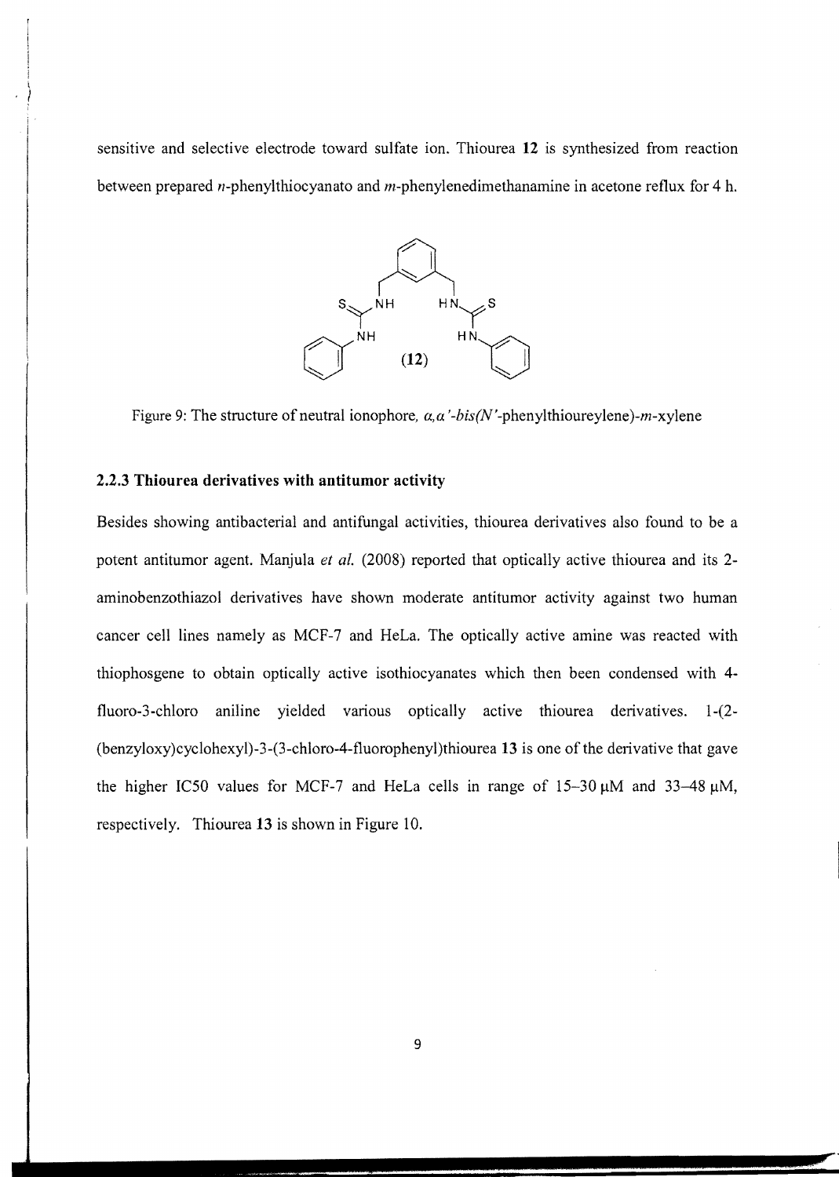sensitive and selective electrode toward sulfate ion. Thiourea **12** is synthesized from reaction between prepared *n*-phenylthiocyanato and *m*-phenylenedimethanamine in acetone reflux for 4 h.

Figure 9: The structure of neutral ionophore, *α,α'-bis(N'*-phenylthioureylene)-*m*-xylene

### 2.2.3 Thiourea derivatives with antitumor activity

Besides showing antibacterial and antifungal activities, thiourea derivatives also found to be a potent antitumor agent. Manjula *et al.* (2008) reported that optically active thiourea and its 2-aminobenzothiazol derivatives have shown moderate antitumor activity against two human cancer cell lines namely as MCF-7 and HeLa. The optically active amine was reacted with thiophosgene to obtain optically active isothiocyanates which then been condensed with 4-fluoro-3-chloro aniline yielded various optically active thiourea derivatives. 1-(2-(benzyloxy)cyclohexyl)-3-(3-chloro-4-fluorophenyl)thiourea **13** is one of the derivative that gave the higher IC50 values for MCF-7 and HeLa cells in range of 15–30 μM and 33–48 μM, respectively. Thiourea **13** is shown in Figure 10.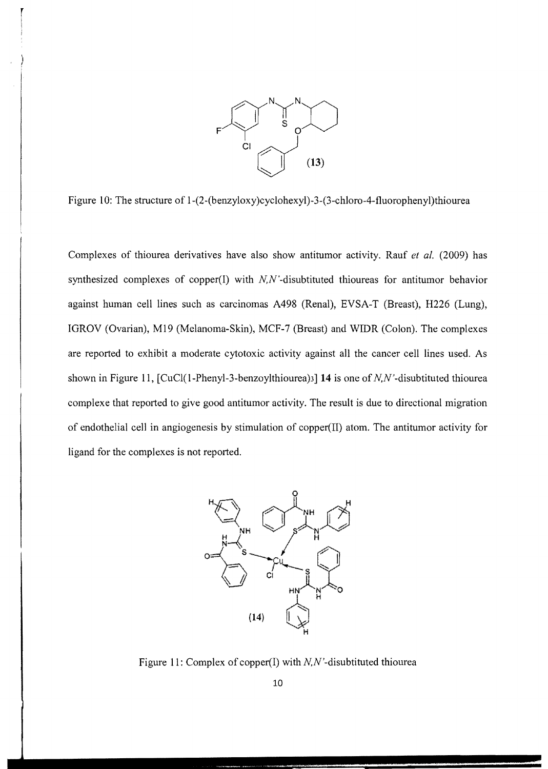Figure 10: The structure of 1-(2-(benzyloxy)cyclohexyl)-3-(3-chloro-4-fluorophenyl)thiourea

Complexes of thiourea derivatives have also show antitumor activity. Rauf *et al.* (2009) has synthesized complexes of copper(I) with *N,N'*-disubtituted thioureas for antitumor behavior against human cell lines such as carcinomas A498 (Renal), EVSA-T (Breast), H226 (Lung), IGROV (Ovarian), M19 (Melanoma-Skin), MCF-7 (Breast) and WIDR (Colon). The complexes are reported to exhibit a moderate cytotoxic activity against all the cancer cell lines used. As shown in Figure 11, [CuCl(1-Phenyl-3-benzoylthiourea)$_3$] **14** is one of *N,N'*-disubtituted thiourea complexe that reported to give good antitumor activity. The result is due to directional migration of endothelial cell in angiogenesis by stimulation of copper(II) atom. The antitumor activity for ligand for the complexes is not reported.

Figure 11: Complex of copper(I) with *N,N'*-disubtituted thiourea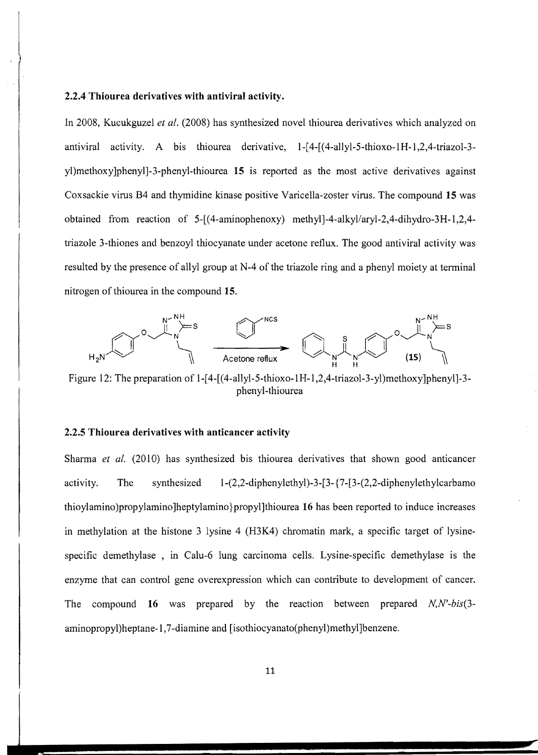### 2.2.4 Thiourea derivatives with antiviral activity.

In 2008, Kucukguzel *et al.* (2008) has synthesized novel thiourea derivatives which analyzed on antiviral activity. A bis thiourea derivative, 1-[4-[(4-allyl-5-thioxo-1H-1,2,4-triazol-3-yl)methoxy]phenyl]-3-phenyl-thiourea **15** is reported as the most active derivatives against Coxsackie virus B4 and thymidine kinase positive Varicella-zoster virus. The compound **15** was obtained from reaction of 5-[(4-aminophenoxy) methyl]-4-alkyl/aryl-2,4-dihydro-3H-1,2,4-triazole 3-thiones and benzoyl thiocyanate under acetone reflux. The good antiviral activity was resulted by the presence of allyl group at N-4 of the triazole ring and a phenyl moiety at terminal nitrogen of thiourea in the compound **15**.

Figure 12: The preparation of 1-[4-[(4-allyl-5-thioxo-1H-1,2,4-triazol-3-yl)methoxy]phenyl]-3-phenyl-thiourea

### 2.2.5 Thiourea derivatives with anticancer activity

Sharma *et al.* (2010) has synthesized bis thiourea derivatives that shown good anticancer activity. The synthesized 1-(2,2-diphenylethyl)-3-[3-{7-[3-(2,2-diphenylethylcarbamo thioylamino)propylamino]heptylamino}propyl]thiourea **16** has been reported to induce increases in methylation at the histone 3 lysine 4 (H3K4) chromatin mark, a specific target of lysine-specific demethylase , in Calu-6 lung carcinoma cells. Lysine-specific demethylase is the enzyme that can control gene overexpression which can contribute to development of cancer. The compound **16** was prepared by the reaction between prepared *N,N'-bis*(3-aminopropyl)heptane-1,7-diamine and [isothiocyanato(phenyl)methyl]benzene.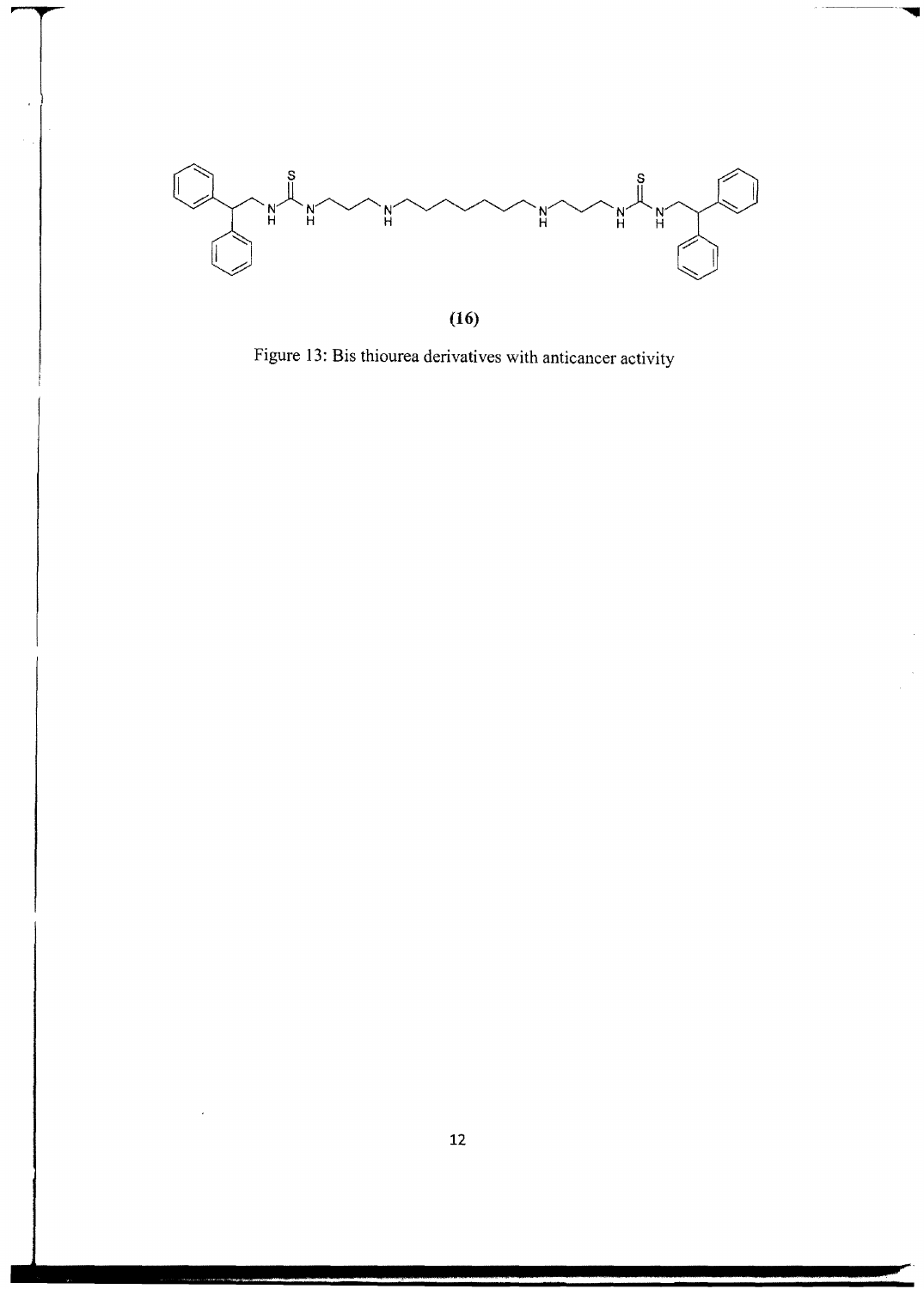**(16)**

Figure 13: Bis thiourea derivatives with anticancer activity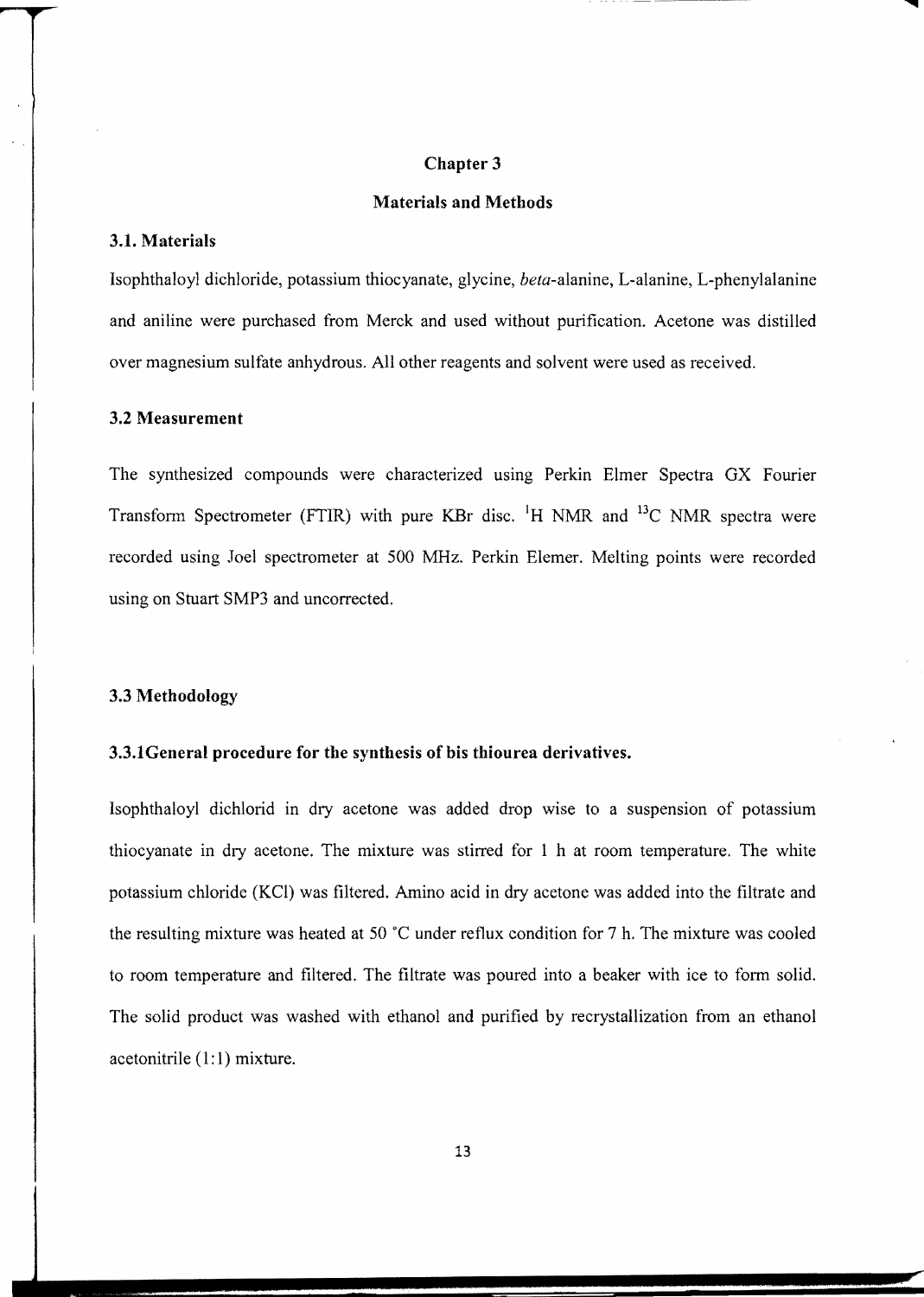# Chapter 3

## Materials and Methods

### 3.1. Materials

Isophthaloyl dichloride, potassium thiocyanate, glycine, *beta*-alanine, L-alanine, L-phenylalanine and aniline were purchased from Merck and used without purification. Acetone was distilled over magnesium sulfate anhydrous. All other reagents and solvent were used as received.

### 3.2 Measurement

The synthesized compounds were characterized using Perkin Elmer Spectra GX Fourier Transform Spectrometer (FTIR) with pure KBr disc. $^{1}H$ NMR and $^{13}C$ NMR spectra were recorded using Joel spectrometer at 500 MHz. Perkin Elemer. Melting points were recorded using on Stuart SMP3 and uncorrected.

### 3.3 Methodology

#### 3.3.1General procedure for the synthesis of bis thiourea derivatives.

Isophthaloyl dichlorid in dry acetone was added drop wise to a suspension of potassium thiocyanate in dry acetone. The mixture was stirred for 1 h at room temperature. The white potassium chloride (KCl) was filtered. Amino acid in dry acetone was added into the filtrate and the resulting mixture was heated at 50 °C under reflux condition for 7 h. The mixture was cooled to room temperature and filtered. The filtrate was poured into a beaker with ice to form solid. The solid product was washed with ethanol and purified by recrystallization from an ethanol acetonitrile (1:1) mixture.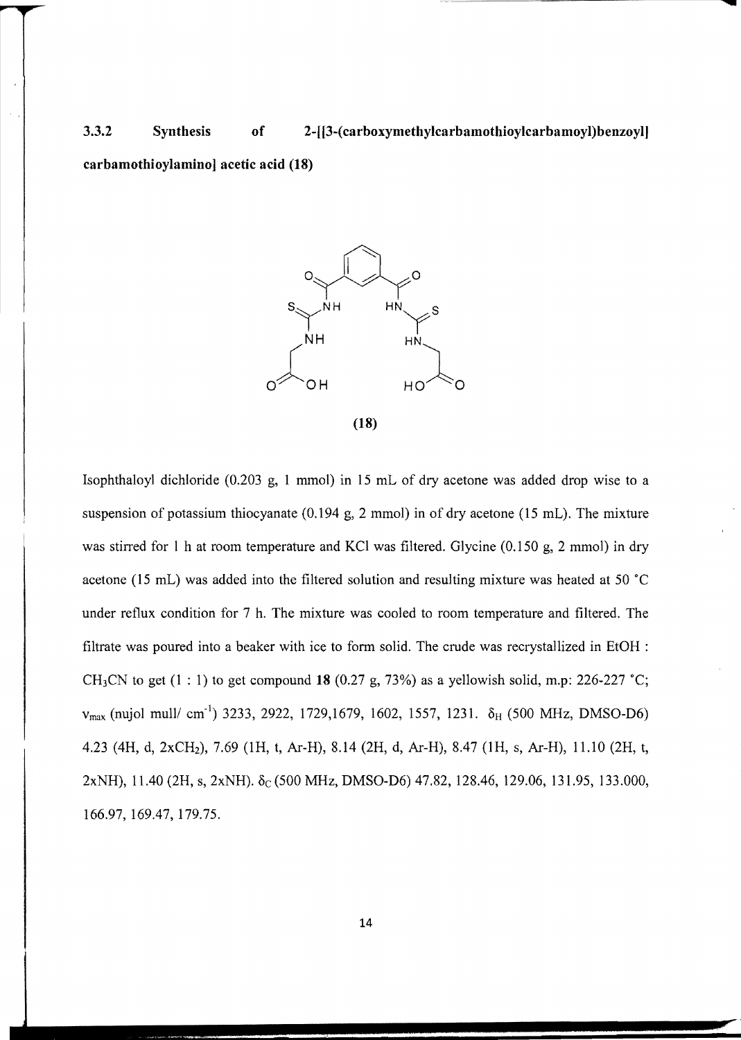### 3.3.2 Synthesis of 2-[[3-(carboxymethylcarbamothioylcarbamoyl)benzoyl] carbamothioylamino] acetic acid (18)

**(18)**

Isophthaloyl dichloride (0.203 g, 1 mmol) in 15 mL of dry acetone was added drop wise to a suspension of potassium thiocyanate (0.194 g, 2 mmol) in of dry acetone (15 mL). The mixture was stirred for 1 h at room temperature and KCl was filtered. Glycine (0.150 g, 2 mmol) in dry acetone (15 mL) was added into the filtered solution and resulting mixture was heated at 50 °C under reflux condition for 7 h. The mixture was cooled to room temperature and filtered. The filtrate was poured into a beaker with ice to form solid. The crude was recrystallized in EtOH : $CH_3CN$ to get (1 : 1) to get compound **18** (0.27 g, 73%) as a yellowish solid, m.p: 226-227 °C; $\nu_{max}$ (nujol mull/ $cm^{-1}$) 3233, 2922, 1729,1679, 1602, 1557, 1231. $\delta_H$ (500 MHz, DMSO-D6) 4.23 (4H, d, $2xCH_2$), 7.69 (1H, t, Ar-H), 8.14 (2H, d, Ar-H), 8.47 (1H, s, Ar-H), 11.10 (2H, t, 2xNH), 11.40 (2H, s, 2xNH). $\delta_C$ (500 MHz, DMSO-D6) 47.82, 128.46, 129.06, 131.95, 133.000, 166.97, 169.47, 179.75.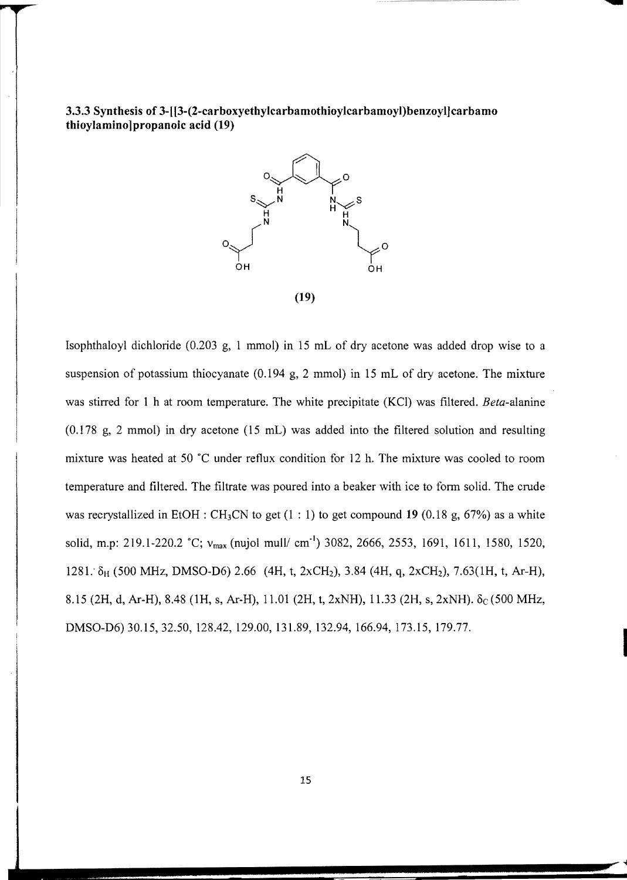### 3.3.3 Synthesis of 3-[[3-(2-carboxyethylcarbamothioylcarbamoyl)benzoyl]carbamo thioylamino]propanoic acid (19)

**(19)**

Isophthaloyl dichloride (0.203 g, 1 mmol) in 15 mL of dry acetone was added drop wise to a suspension of potassium thiocyanate (0.194 g, 2 mmol) in 15 mL of dry acetone. The mixture was stirred for 1 h at room temperature. The white precipitate (KCl) was filtered. *Beta*-alanine (0.178 g, 2 mmol) in dry acetone (15 mL) was added into the filtered solution and resulting mixture was heated at 50 °C under reflux condition for 12 h. The mixture was cooled to room temperature and filtered. The filtrate was poured into a beaker with ice to form solid. The crude was recrystallized in EtOH : $CH_3CN$ to get (1 : 1) to get compound **19** (0.18 g, 67%) as a white solid, m.p: 219.1-220.2 °C; $\nu_{max}$ (nujol mull/ $cm^{-1}$) 3082, 2666, 2553, 1691, 1611, 1580, 1520, 1281. $\delta_H$ (500 MHz, DMSO-D6) 2.66 (4H, t, $2xCH_2$), 3.84 (4H, q, $2xCH_2$), 7.63(1H, t, Ar-H), 8.15 (2H, d, Ar-H), 8.48 (1H, s, Ar-H), 11.01 (2H, t, 2xNH), 11.33 (2H, s, 2xNH). $\delta_C$ (500 MHz, DMSO-D6) 30.15, 32.50, 128.42, 129.00, 131.89, 132.94, 166.94, 173.15, 179.77.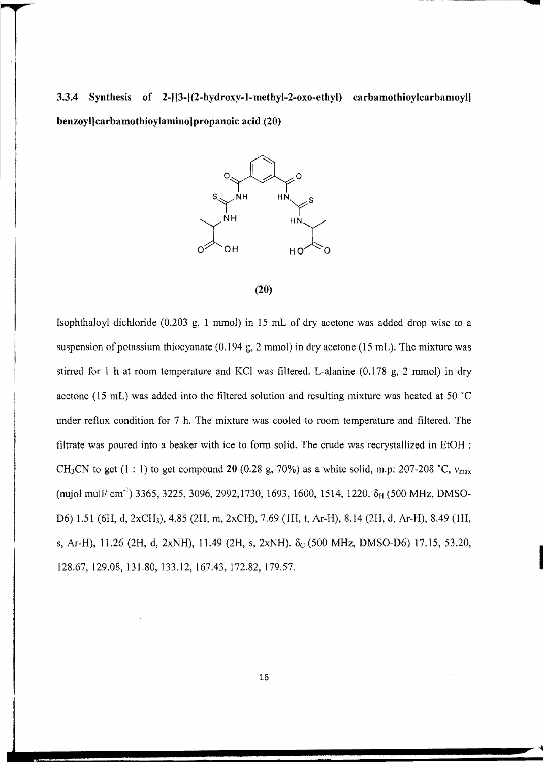### 3.3.4 Synthesis of 2-[[3-[(2-hydroxy-1-methyl-2-oxo-ethyl) carbamothioylcarbamoyl] benzoyl]carbamothioylamino]propanoic acid (20)

**(20)**

Isophthaloyl dichloride (0.203 g, 1 mmol) in 15 mL of dry acetone was added drop wise to a suspension of potassium thiocyanate (0.194 g, 2 mmol) in dry acetone (15 mL). The mixture was stirred for 1 h at room temperature and KCl was filtered. L-alanine (0.178 g, 2 mmol) in dry acetone (15 mL) was added into the filtered solution and resulting mixture was heated at 50 °C under reflux condition for 7 h. The mixture was cooled to room temperature and filtered. The filtrate was poured into a beaker with ice to form solid. The crude was recrystallized in EtOH : $CH_3CN$ to get (1 : 1) to get compound **20** (0.28 g, 70%) as a white solid, m.p: 207-208 °C, $\nu_{max}$ (nujol mull/ $cm^{-1}$) 3365, 3225, 3096, 2992,1730, 1693, 1600, 1514, 1220. $\delta_H$ (500 MHz, DMSO-D6) 1.51 (6H, d, 2x$CH_3$), 4.85 (2H, m, 2xCH), 7.69 (1H, t, Ar-H), 8.14 (2H, d, Ar-H), 8.49 (1H, s, Ar-H), 11.26 (2H, d, 2xNH), 11.49 (2H, s, 2xNH). $\delta_C$ (500 MHz, DMSO-D6) 17.15, 53.20, 128.67, 129.08, 131.80, 133.12, 167.43, 172.82, 179.57.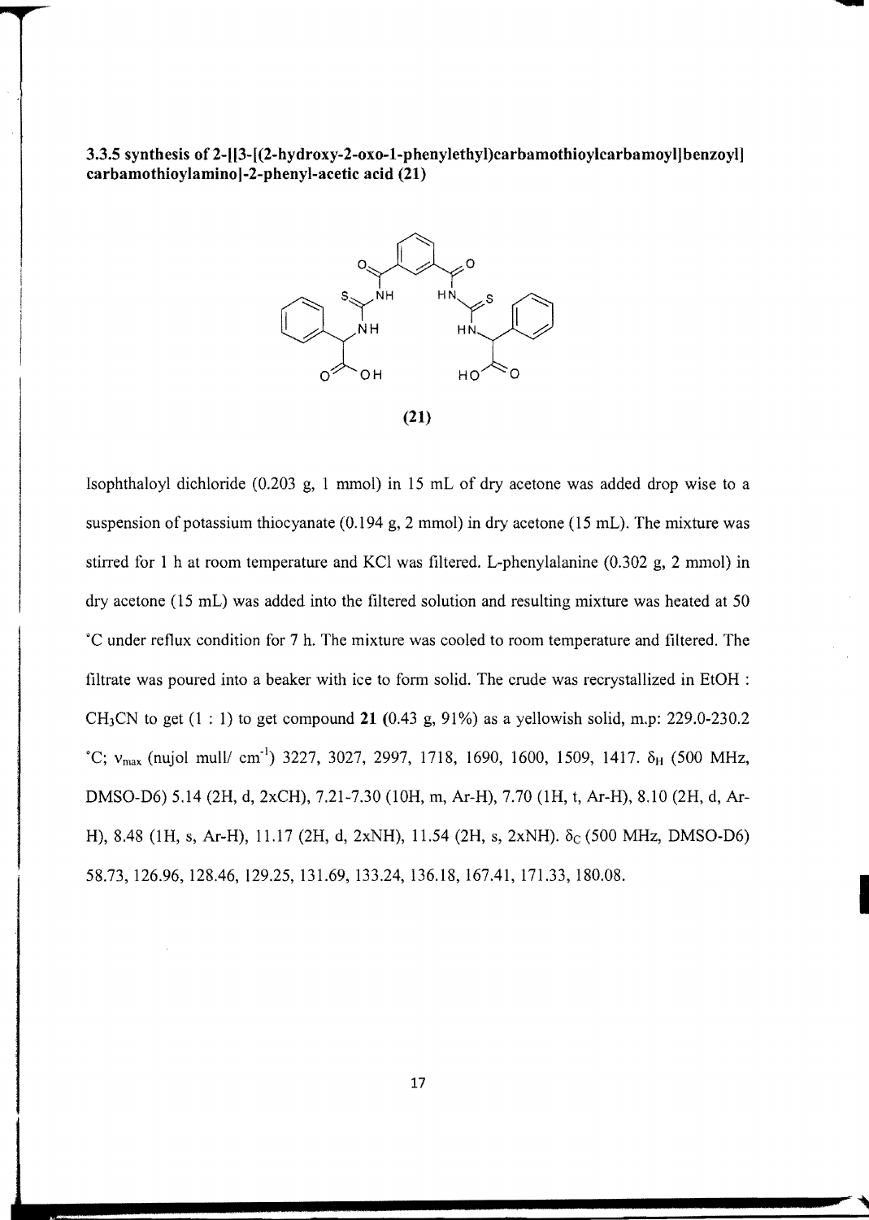### 3.3.5 synthesis of 2-[[3-[(2-hydroxy-2-oxo-1-phenylethyl)carbamothioylcarbamoyl]benzoyl] carbamothioylamino]-2-phenyl-acetic acid (21)

**(21)**

Isophthaloyl dichloride (0.203 g, 1 mmol) in 15 mL of dry acetone was added drop wise to a suspension of potassium thiocyanate (0.194 g, 2 mmol) in dry acetone (15 mL). The mixture was stirred for 1 h at room temperature and KCl was filtered. L-phenylalanine (0.302 g, 2 mmol) in dry acetone (15 mL) was added into the filtered solution and resulting mixture was heated at 50 °C under reflux condition for 7 h. The mixture was cooled to room temperature and filtered. The filtrate was poured into a beaker with ice to form solid. The crude was recrystallized in EtOH : $CH_3CN$ to get (1 : 1) to get compound **21** (0.43 g, 91%) as a yellowish solid, m.p: 229.0-230.2 °C; $\nu_{max}$ (nujol mull/ $cm^{-1}$) 3227, 3027, 2997, 1718, 1690, 1600, 1509, 1417. $\delta_H$ (500 MHz, DMSO-D6) 5.14 (2H, d, 2xCH), 7.21-7.30 (10H, m, Ar-H), 7.70 (1H, t, Ar-H), 8.10 (2H, d, Ar-H), 8.48 (1H, s, Ar-H), 11.17 (2H, d, 2xNH), 11.54 (2H, s, 2xNH). $\delta_C$ (500 MHz, DMSO-D6) 58.73, 126.96, 128.46, 129.25, 131.69, 133.24, 136.18, 167.41, 171.33, 180.08.